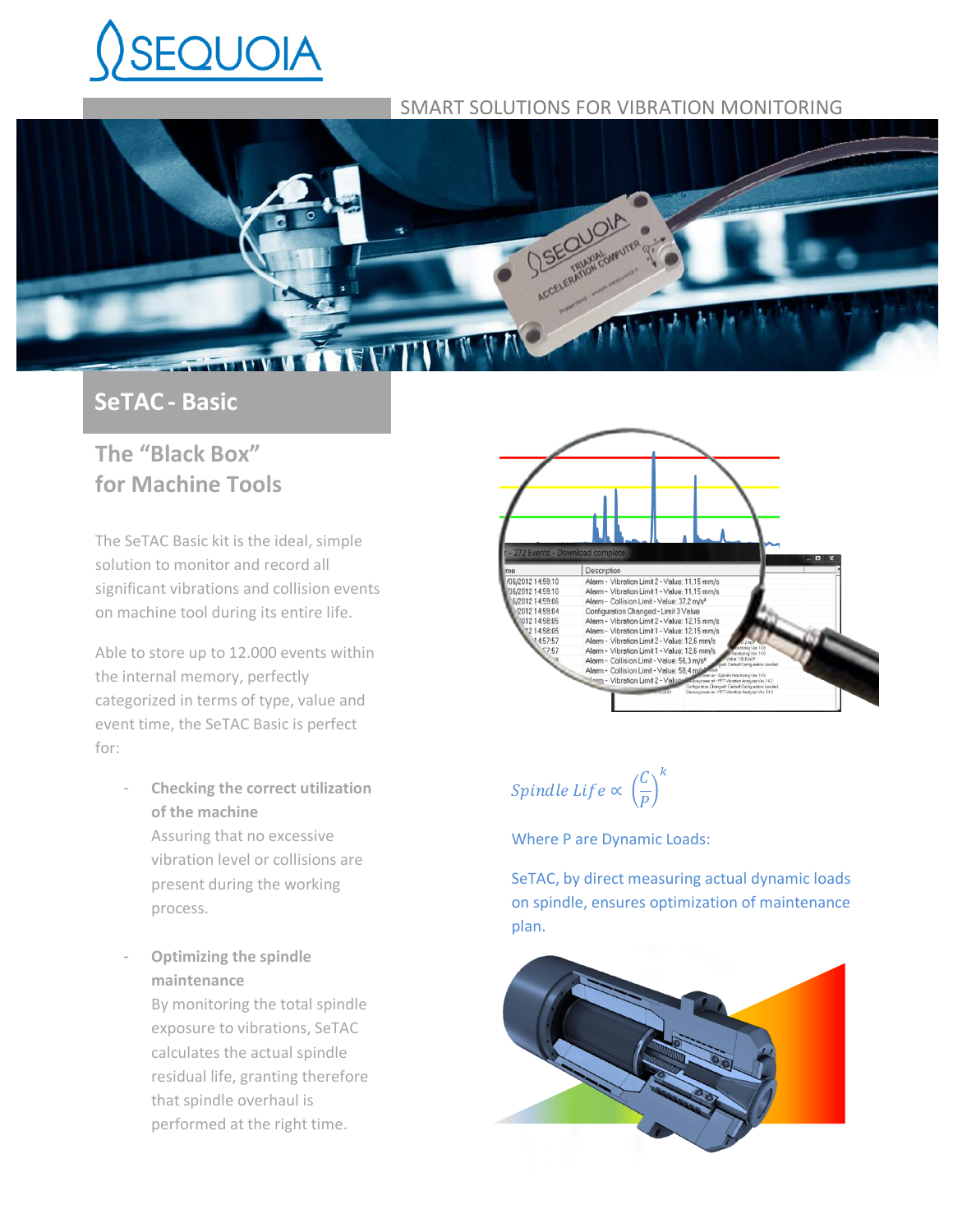# SEQUOIA

SMART SOLUTIONS FOR VIBRATION MONITORING

## SeTAC - Basic

### The "Black Box" for Machine Tools

The SeTAC Basic kit is the ideal, simple solution to monitor and record all significant vibrations and collision events on machine tool during its entire life.

Able to store up to 12.000 events within the internal memory, perfectly categorized in terms of type, value and event time, the SeTAC Basic is perfect for:

- **Checking the correct utilization of the machine**
  Assuring that no excessive vibration level or collisions are present during the working process.

- **Optimizing the spindle maintenance**
  By monitoring the total spindle exposure to vibrations, SeTAC calculates the actual spindle residual life, granting therefore that spindle overhaul is performed at the right time.

$$Spindle\ Life \propto \left(\frac{C}{P}\right)^k$$

Where P are Dynamic Loads:

SeTAC, by direct measuring actual dynamic loads on spindle, ensures optimization of maintenance plan.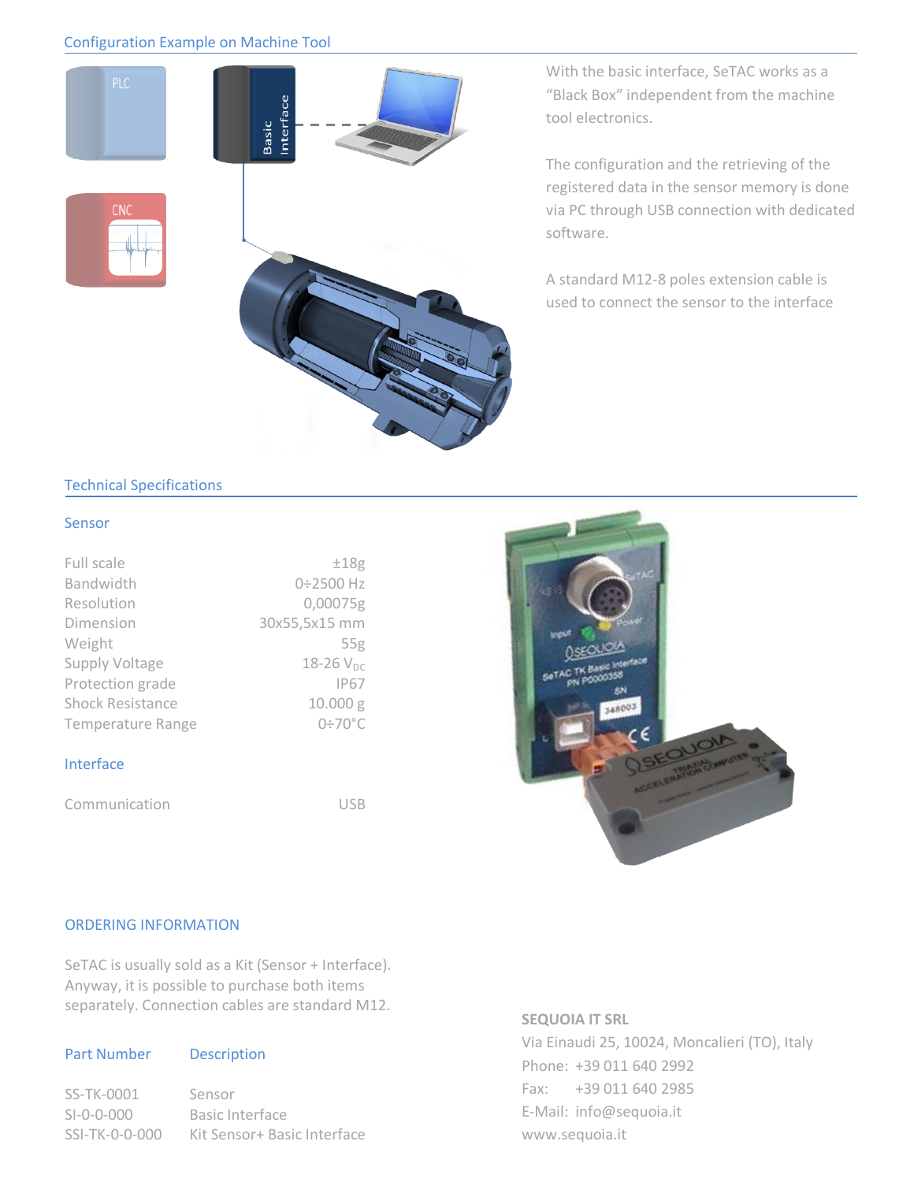## Configuration Example on Machine Tool

With the basic interface, SeTAC works as a “Black Box” independent from the machine tool electronics.

The configuration and the retrieving of the registered data in the sensor memory is done via PC through USB connection with dedicated software.

A standard M12-8 poles extension cable is used to connect the sensor to the interface

## Technical Specifications

### Sensor

| | |
|---|---|
| Full scale | ±18g |
| Bandwidth | 0÷2500 Hz |
| Resolution | 0,00075g |
| Dimension | 30x55,5x15 mm |
| Weight | 55g |
| Supply Voltage | 18-26 $V_{DC}$ |
| Protection grade | IP67 |
| Shock Resistance | 10.000 g |
| Temperature Range | 0÷70°C |

### Interface

| | |
|---|---|
| Communication | USB |

## ORDERING INFORMATION

SeTAC is usually sold as a Kit (Sensor + Interface). Anyway, it is possible to purchase both items separately. Connection cables are standard M12.

| Part Number | Description |
|---|---|
| SS-TK-0001 | Sensor |
| SI-0-0-000 | Basic Interface |
| SSI-TK-0-0-000 | Kit Sensor+ Basic Interface |

**SEQUOIA IT SRL**
Via Einaudi 25, 10024, Moncalieri (TO), Italy
Phone: +39 011 640 2992
Fax: +39 011 640 2985
E-Mail: info@sequoia.it
www.sequoia.it